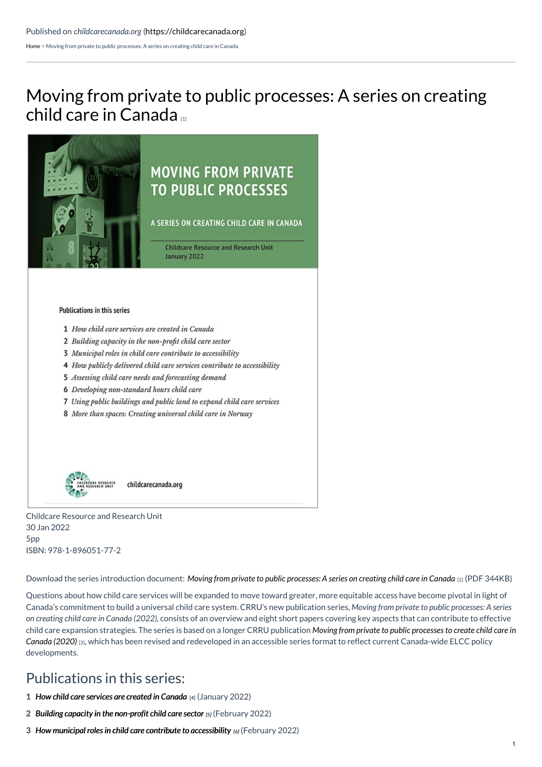Published on *childcarecanada.org* (https://childcarecanada.org)

Home > Moving from private to public processes: A series on creating child care in Canada

# Moving from private to public processes: A series on creating child care in Canada [1]

Childcare Resource and Research Unit
30 Jan 2022
5pp
ISBN: 978-1-896051-77-2

Download the series introduction document: *Moving from private to public processes: A series on creating child care in Canada* [2] (PDF 344KB)

Questions about how child care services will be expanded to move toward greater, more equitable access have become pivotal in light of Canada's commitment to build a universal child care system. CRRU's new publication series, *Moving from private to public processes: A series on creating child care in Canada (2022)*, consists of an overview and eight short papers covering key aspects that can contribute to effective child care expansion strategies. The series is based on a longer CRRU publication ***Moving from private to public processes to create child care in Canada (2020)*** [3], which has been revised and redeveloped in an accessible series format to reflect current Canada-wide ELCC policy developments.

## Publications in this series:

1. ***How child care services are created in Canada*** [4] (January 2022)
2. ***Building capacity in the non-profit child care sector*** [5] (February 2022)
3. ***How municipal roles in child care contribute to accessibility*** [6] (February 2022)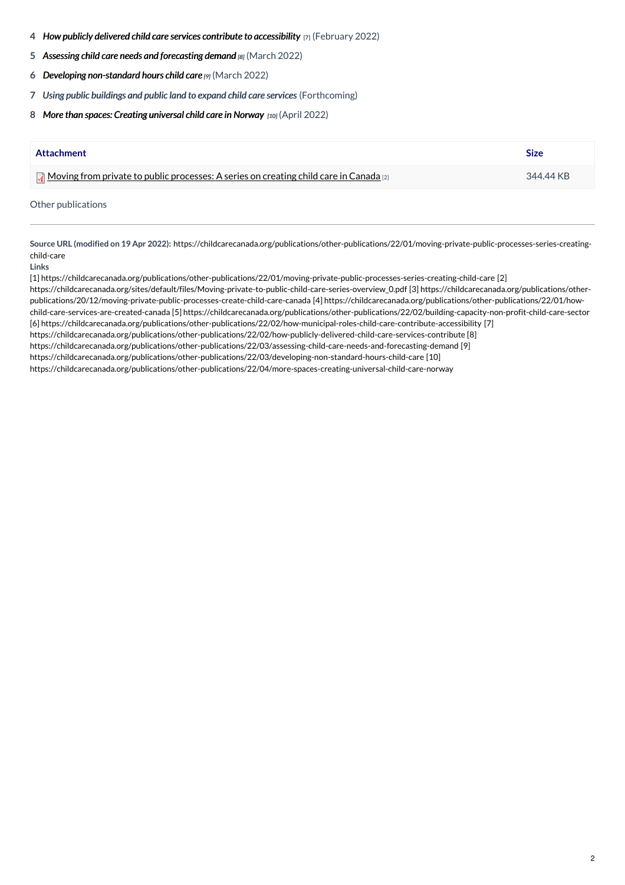4. ***How publicly delivered child care services contribute to accessibility*** [7] (February 2022)
5. ***Assessing child care needs and forecasting demand*** [8] (March 2022)
6. ***Developing non-standard hours child care*** [9] (March 2022)
7. ***Using public buildings and public land to expand child care services*** (Forthcoming)
8. ***More than spaces: Creating universal child care in Norway*** [10] (April 2022)

| Attachment | Size |
| --- | --- |
| Moving from private to public processes: A series on creating child care in Canada [2] | 344.44 KB |

Other publications

**Source URL (modified on 19 Apr 2022):** https://childcarecanada.org/publications/other-publications/22/01/moving-private-public-processes-series-creating-child-care

**Links**

[1] https://childcarecanada.org/publications/other-publications/22/01/moving-private-public-processes-series-creating-child-care [2] https://childcarecanada.org/sites/default/files/Moving-private-to-public-child-care-series-overview_0.pdf [3] https://childcarecanada.org/publications/other-publications/20/12/moving-private-public-processes-create-child-care-canada [4] https://childcarecanada.org/publications/other-publications/22/01/how-child-care-services-are-created-canada [5] https://childcarecanada.org/publications/other-publications/22/02/building-capacity-non-profit-child-care-sector [6] https://childcarecanada.org/publications/other-publications/22/02/how-municipal-roles-child-care-contribute-accessibility [7] https://childcarecanada.org/publications/other-publications/22/02/how-publicly-delivered-child-care-services-contribute [8] https://childcarecanada.org/publications/other-publications/22/03/assessing-child-care-needs-and-forecasting-demand [9] https://childcarecanada.org/publications/other-publications/22/03/developing-non-standard-hours-child-care [10] https://childcarecanada.org/publications/other-publications/22/04/more-spaces-creating-universal-child-care-norway